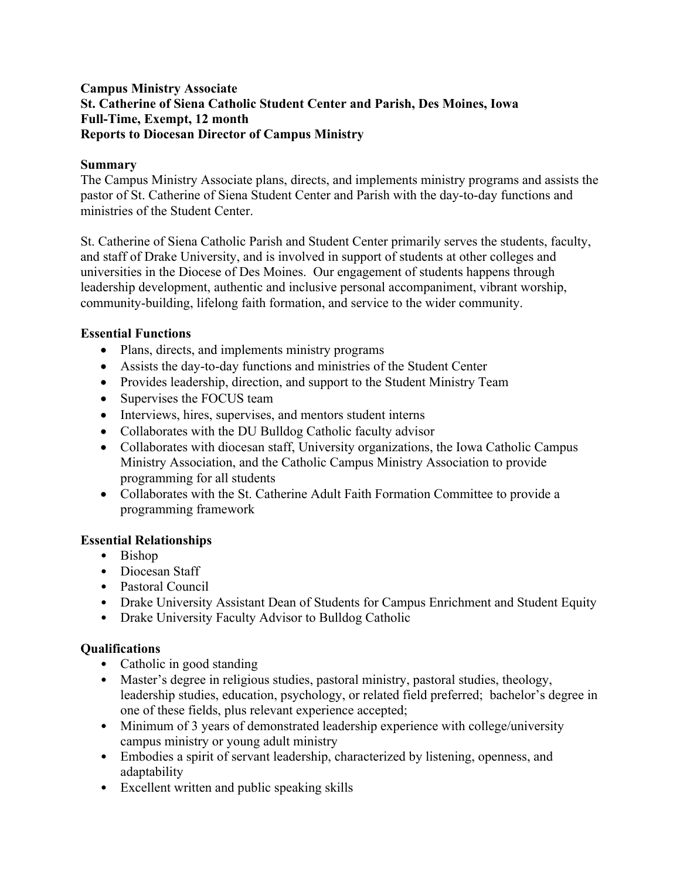**Campus Ministry Associate**
**St. Catherine of Siena Catholic Student Center and Parish, Des Moines, Iowa**
**Full-Time, Exempt, 12 month**
**Reports to Diocesan Director of Campus Ministry**

## Summary

The Campus Ministry Associate plans, directs, and implements ministry programs and assists the pastor of St. Catherine of Siena Student Center and Parish with the day-to-day functions and ministries of the Student Center.

St. Catherine of Siena Catholic Parish and Student Center primarily serves the students, faculty, and staff of Drake University, and is involved in support of students at other colleges and universities in the Diocese of Des Moines. Our engagement of students happens through leadership development, authentic and inclusive personal accompaniment, vibrant worship, community-building, lifelong faith formation, and service to the wider community.

## Essential Functions

- Plans, directs, and implements ministry programs
- Assists the day-to-day functions and ministries of the Student Center
- Provides leadership, direction, and support to the Student Ministry Team
- Supervises the FOCUS team
- Interviews, hires, supervises, and mentors student interns
- Collaborates with the DU Bulldog Catholic faculty advisor
- Collaborates with diocesan staff, University organizations, the Iowa Catholic Campus Ministry Association, and the Catholic Campus Ministry Association to provide programming for all students
- Collaborates with the St. Catherine Adult Faith Formation Committee to provide a programming framework

## Essential Relationships

- Bishop
- Diocesan Staff
- Pastoral Council
- Drake University Assistant Dean of Students for Campus Enrichment and Student Equity
- Drake University Faculty Advisor to Bulldog Catholic

## Qualifications

- Catholic in good standing
- Master's degree in religious studies, pastoral ministry, pastoral studies, theology, leadership studies, education, psychology, or related field preferred; bachelor's degree in one of these fields, plus relevant experience accepted;
- Minimum of 3 years of demonstrated leadership experience with college/university campus ministry or young adult ministry
- Embodies a spirit of servant leadership, characterized by listening, openness, and adaptability
- Excellent written and public speaking skills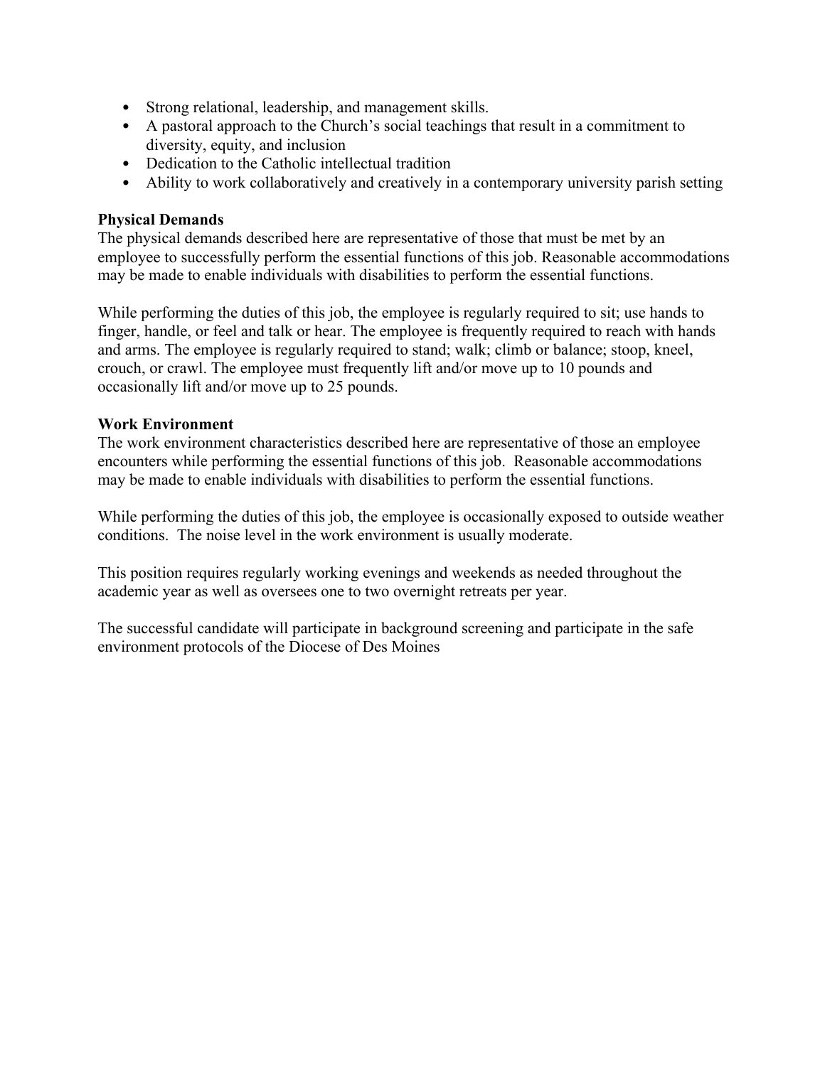- Strong relational, leadership, and management skills.
- A pastoral approach to the Church's social teachings that result in a commitment to diversity, equity, and inclusion
- Dedication to the Catholic intellectual tradition
- Ability to work collaboratively and creatively in a contemporary university parish setting

**Physical Demands**
The physical demands described here are representative of those that must be met by an employee to successfully perform the essential functions of this job. Reasonable accommodations may be made to enable individuals with disabilities to perform the essential functions.

While performing the duties of this job, the employee is regularly required to sit; use hands to finger, handle, or feel and talk or hear. The employee is frequently required to reach with hands and arms. The employee is regularly required to stand; walk; climb or balance; stoop, kneel, crouch, or crawl. The employee must frequently lift and/or move up to 10 pounds and occasionally lift and/or move up to 25 pounds.

**Work Environment**
The work environment characteristics described here are representative of those an employee encounters while performing the essential functions of this job. Reasonable accommodations may be made to enable individuals with disabilities to perform the essential functions.

While performing the duties of this job, the employee is occasionally exposed to outside weather conditions. The noise level in the work environment is usually moderate.

This position requires regularly working evenings and weekends as needed throughout the academic year as well as oversees one to two overnight retreats per year.

The successful candidate will participate in background screening and participate in the safe environment protocols of the Diocese of Des Moines